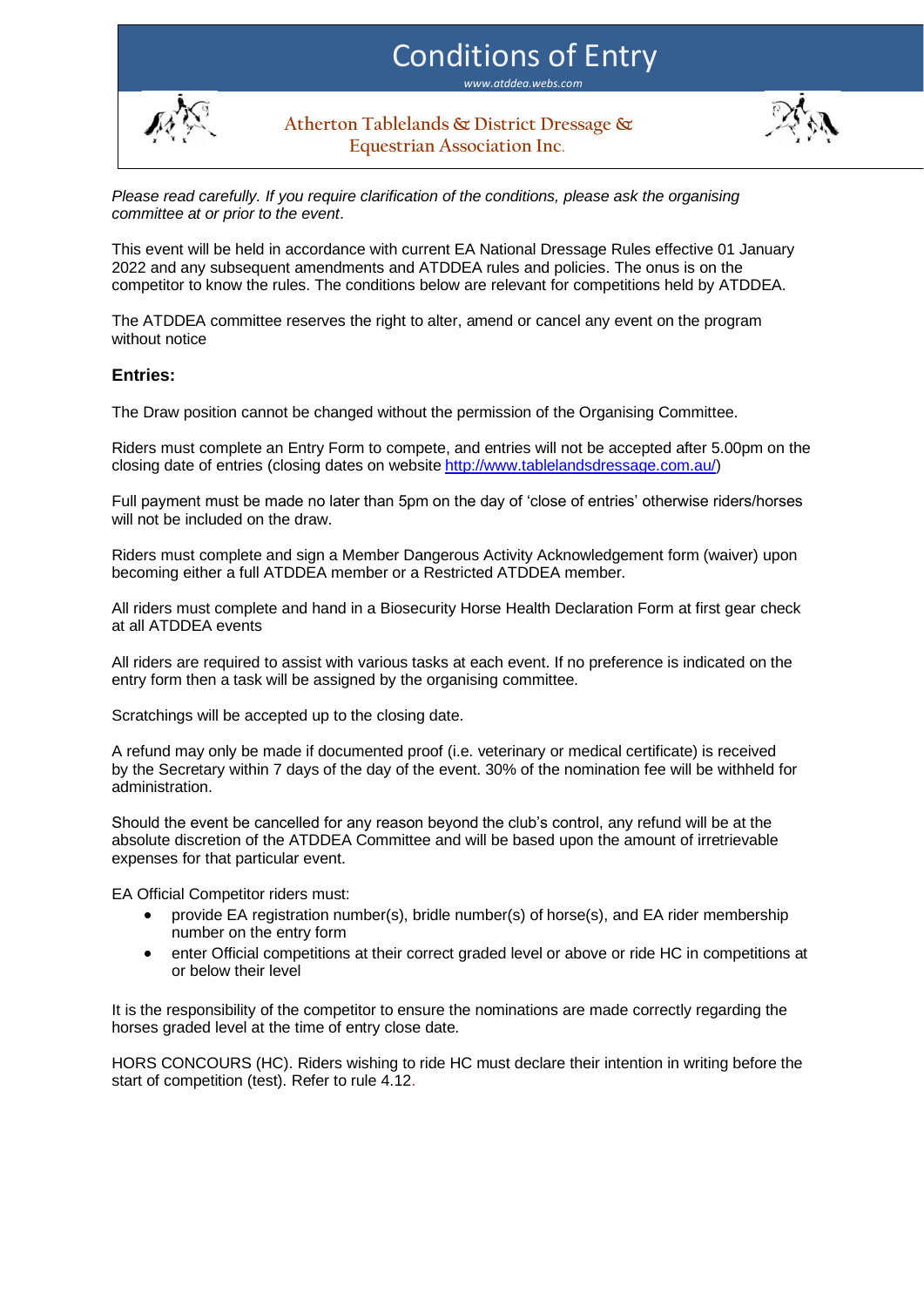// Conditions of Entry

www.atddea.webs.com

## Atherton Tablelands & District Dressage & Equestrian Association Inc.

*Please read carefully. If you require clarification of the conditions, please ask the organising committee at or prior to the event*.

This event will be held in accordance with current EA National Dressage Rules effective 01 January 2022 and any subsequent amendments and ATDDEA rules and policies. The onus is on the competitor to know the rules. The conditions below are relevant for competitions held by ATDDEA.

The ATDDEA committee reserves the right to alter, amend or cancel any event on the program without notice

### Entries:

The Draw position cannot be changed without the permission of the Organising Committee.

Riders must complete an Entry Form to compete, and entries will not be accepted after 5.00pm on the closing date of entries (closing dates on website [http://www.tablelandsdressage.com.au/](http://www.tablelandsdressage.com.au/))

Full payment must be made no later than 5pm on the day of 'close of entries' otherwise riders/horses will not be included on the draw.

Riders must complete and sign a Member Dangerous Activity Acknowledgement form (waiver) upon becoming either a full ATDDEA member or a Restricted ATDDEA member.

All riders must complete and hand in a Biosecurity Horse Health Declaration Form at first gear check at all ATDDEA events

All riders are required to assist with various tasks at each event. If no preference is indicated on the entry form then a task will be assigned by the organising committee.

Scratchings will be accepted up to the closing date.

A refund may only be made if documented proof (i.e. veterinary or medical certificate) is received by the Secretary within 7 days of the day of the event. 30% of the nomination fee will be withheld for administration.

Should the event be cancelled for any reason beyond the club's control, any refund will be at the absolute discretion of the ATDDEA Committee and will be based upon the amount of irretrievable expenses for that particular event.

EA Official Competitor riders must:

- provide EA registration number(s), bridle number(s) of horse(s), and EA rider membership number on the entry form
- enter Official competitions at their correct graded level or above or ride HC in competitions at or below their level

It is the responsibility of the competitor to ensure the nominations are made correctly regarding the horses graded level at the time of entry close date.

HORS CONCOURS (HC). Riders wishing to ride HC must declare their intention in writing before the start of competition (test). Refer to rule 4.12.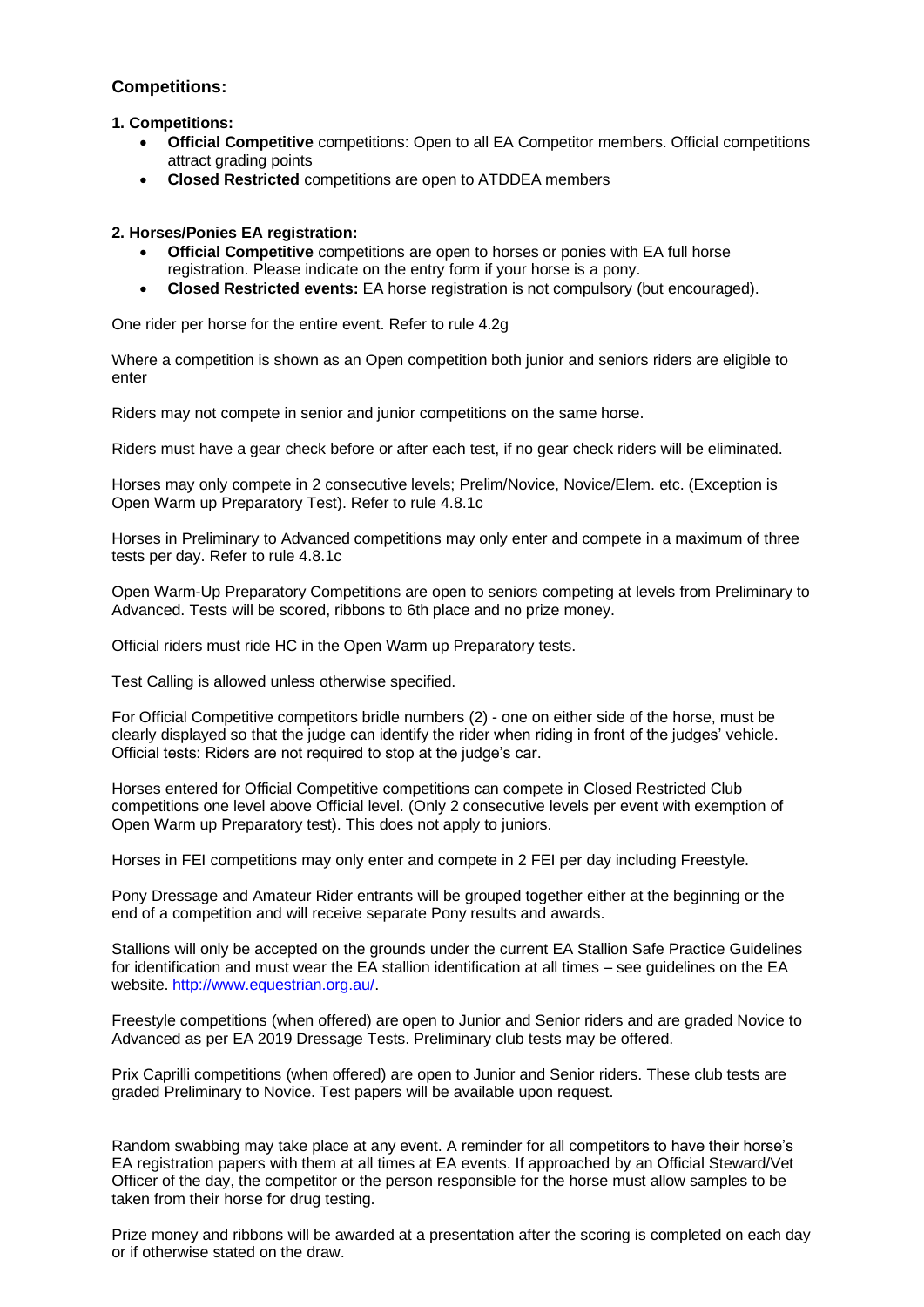## Competitions:

**1. Competitions:**

- **Official Competitive** competitions: Open to all EA Competitor members. Official competitions attract grading points
- **Closed Restricted** competitions are open to ATDDEA members

**2. Horses/Ponies EA registration:**

- **Official Competitive** competitions are open to horses or ponies with EA full horse registration. Please indicate on the entry form if your horse is a pony.
- **Closed Restricted events:** EA horse registration is not compulsory (but encouraged).

One rider per horse for the entire event. Refer to rule 4.2g

Where a competition is shown as an Open competition both junior and seniors riders are eligible to enter

Riders may not compete in senior and junior competitions on the same horse.

Riders must have a gear check before or after each test, if no gear check riders will be eliminated.

Horses may only compete in 2 consecutive levels; Prelim/Novice, Novice/Elem. etc. (Exception is Open Warm up Preparatory Test). Refer to rule 4.8.1c

Horses in Preliminary to Advanced competitions may only enter and compete in a maximum of three tests per day. Refer to rule 4.8.1c

Open Warm-Up Preparatory Competitions are open to seniors competing at levels from Preliminary to Advanced. Tests will be scored, ribbons to 6th place and no prize money.

Official riders must ride HC in the Open Warm up Preparatory tests.

Test Calling is allowed unless otherwise specified.

For Official Competitive competitors bridle numbers (2) - one on either side of the horse, must be clearly displayed so that the judge can identify the rider when riding in front of the judges' vehicle. Official tests: Riders are not required to stop at the judge's car.

Horses entered for Official Competitive competitions can compete in Closed Restricted Club competitions one level above Official level. (Only 2 consecutive levels per event with exemption of Open Warm up Preparatory test). This does not apply to juniors.

Horses in FEI competitions may only enter and compete in 2 FEI per day including Freestyle.

Pony Dressage and Amateur Rider entrants will be grouped together either at the beginning or the end of a competition and will receive separate Pony results and awards.

Stallions will only be accepted on the grounds under the current EA Stallion Safe Practice Guidelines for identification and must wear the EA stallion identification at all times – see guidelines on the EA website. http://www.equestrian.org.au/.

Freestyle competitions (when offered) are open to Junior and Senior riders and are graded Novice to Advanced as per EA 2019 Dressage Tests. Preliminary club tests may be offered.

Prix Caprilli competitions (when offered) are open to Junior and Senior riders. These club tests are graded Preliminary to Novice. Test papers will be available upon request.

Random swabbing may take place at any event. A reminder for all competitors to have their horse's EA registration papers with them at all times at EA events. If approached by an Official Steward/Vet Officer of the day, the competitor or the person responsible for the horse must allow samples to be taken from their horse for drug testing.

Prize money and ribbons will be awarded at a presentation after the scoring is completed on each day or if otherwise stated on the draw.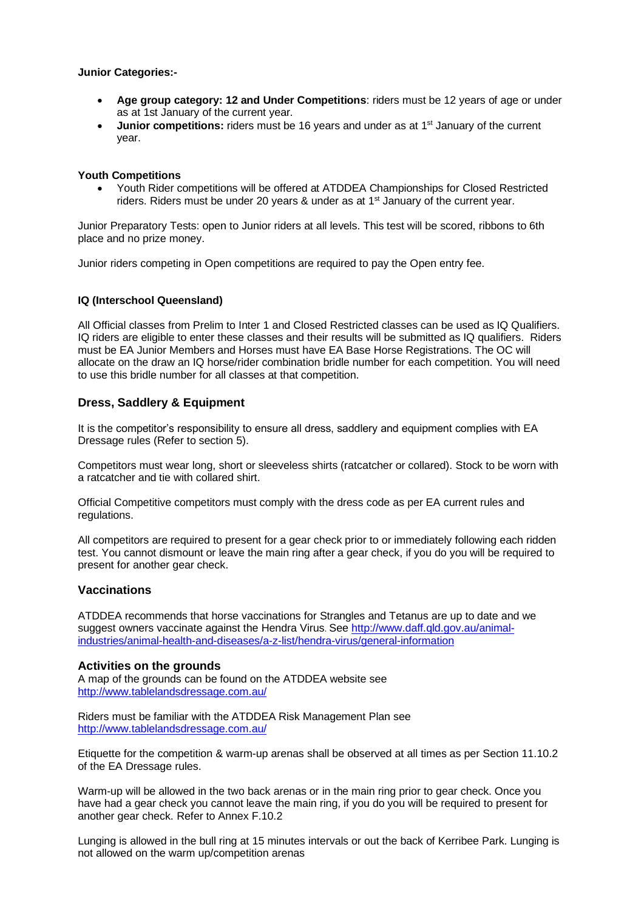**Junior Categories:-**

- **Age group category: 12 and Under Competitions**: riders must be 12 years of age or under as at 1st January of the current year.
- **Junior competitions:** riders must be 16 years and under as at 1st January of the current year.

**Youth Competitions**

- Youth Rider competitions will be offered at ATDDEA Championships for Closed Restricted riders. Riders must be under 20 years & under as at 1st January of the current year.

Junior Preparatory Tests: open to Junior riders at all levels. This test will be scored, ribbons to 6th place and no prize money.

Junior riders competing in Open competitions are required to pay the Open entry fee.

**IQ (Interschool Queensland)**

All Official classes from Prelim to Inter 1 and Closed Restricted classes can be used as IQ Qualifiers. IQ riders are eligible to enter these classes and their results will be submitted as IQ qualifiers. Riders must be EA Junior Members and Horses must have EA Base Horse Registrations. The OC will allocate on the draw an IQ horse/rider combination bridle number for each competition. You will need to use this bridle number for all classes at that competition.

## Dress, Saddlery & Equipment

It is the competitor's responsibility to ensure all dress, saddlery and equipment complies with EA Dressage rules (Refer to section 5).

Competitors must wear long, short or sleeveless shirts (ratcatcher or collared). Stock to be worn with a ratcatcher and tie with collared shirt.

Official Competitive competitors must comply with the dress code as per EA current rules and regulations.

All competitors are required to present for a gear check prior to or immediately following each ridden test. You cannot dismount or leave the main ring after a gear check, if you do you will be required to present for another gear check.

## Vaccinations

ATDDEA recommends that horse vaccinations for Strangles and Tetanus are up to date and we suggest owners vaccinate against the Hendra Virus. See http://www.daff.qld.gov.au/animal-industries/animal-health-and-diseases/a-z-list/hendra-virus/general-information

## Activities on the grounds

A map of the grounds can be found on the ATDDEA website see http://www.tablelandsdressage.com.au/

Riders must be familiar with the ATDDEA Risk Management Plan see http://www.tablelandsdressage.com.au/

Etiquette for the competition & warm-up arenas shall be observed at all times as per Section 11.10.2 of the EA Dressage rules.

Warm-up will be allowed in the two back arenas or in the main ring prior to gear check. Once you have had a gear check you cannot leave the main ring, if you do you will be required to present for another gear check. Refer to Annex F.10.2

Lunging is allowed in the bull ring at 15 minutes intervals or out the back of Kerribee Park. Lunging is not allowed on the warm up/competition arenas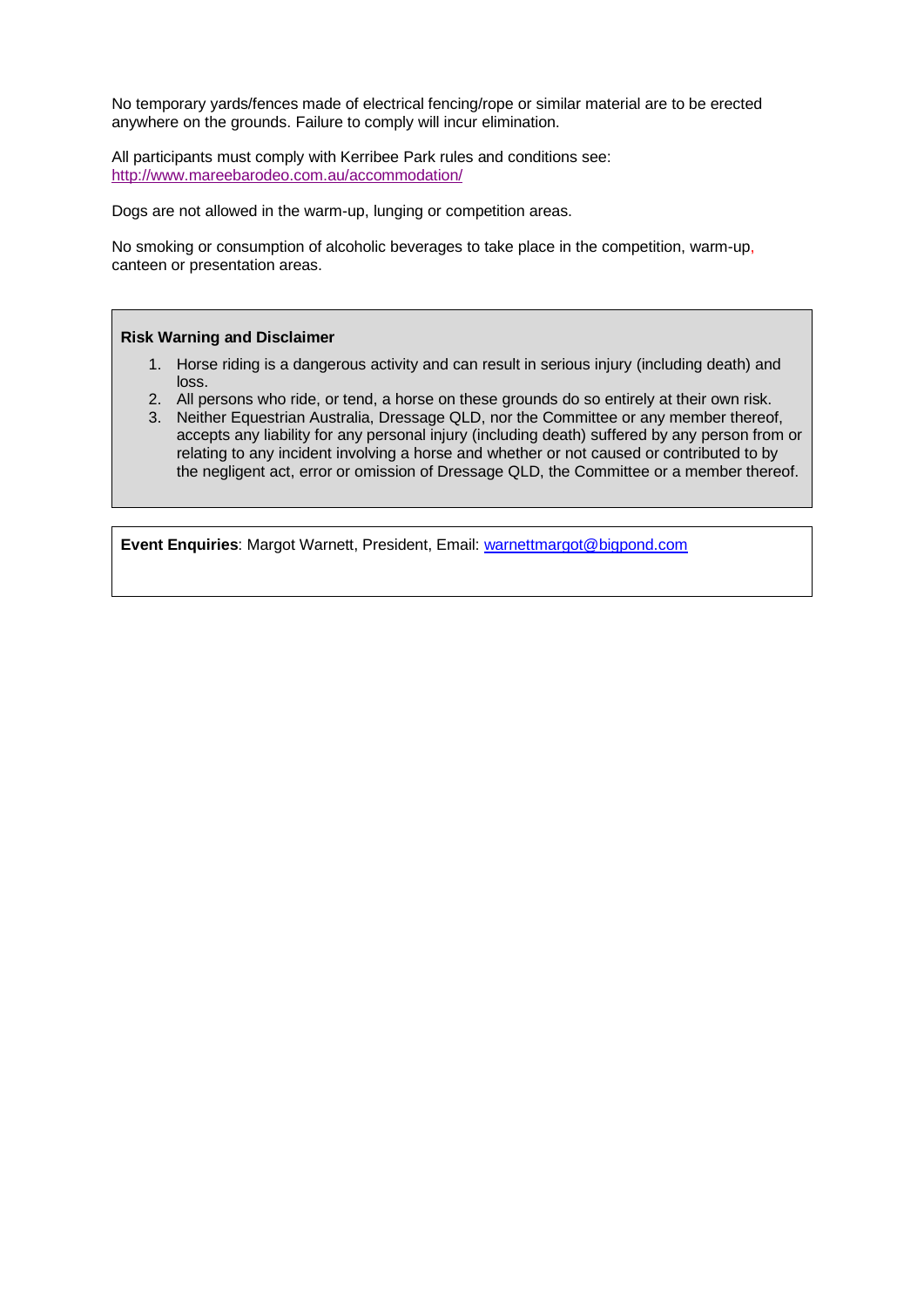No temporary yards/fences made of electrical fencing/rope or similar material are to be erected anywhere on the grounds. Failure to comply will incur elimination.

All participants must comply with Kerribee Park rules and conditions see: http://www.mareebarodeo.com.au/accommodation/

Dogs are not allowed in the warm-up, lunging or competition areas.

No smoking or consumption of alcoholic beverages to take place in the competition, warm-up, canteen or presentation areas.

**Risk Warning and Disclaimer**

1. Horse riding is a dangerous activity and can result in serious injury (including death) and loss.
2. All persons who ride, or tend, a horse on these grounds do so entirely at their own risk.
3. Neither Equestrian Australia, Dressage QLD, nor the Committee or any member thereof, accepts any liability for any personal injury (including death) suffered by any person from or relating to any incident involving a horse and whether or not caused or contributed to by the negligent act, error or omission of Dressage QLD, the Committee or a member thereof.

**Event Enquiries**: Margot Warnett, President, Email: warnettmargot@bigpond.com